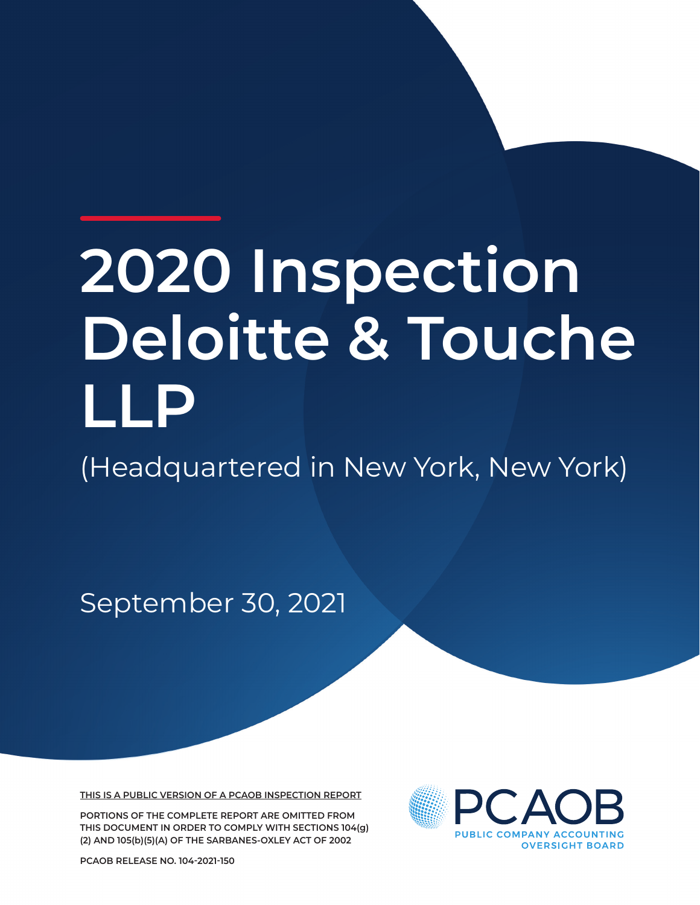# 2020 Inspection Deloitte & Touche LLP

(Headquartered in New York, New York)

September 30, 2021

THIS IS A PUBLIC VERSION OF A PCAOB INSPECTION REPORT

PORTIONS OF THE COMPLETE REPORT ARE OMITTED FROM THIS DOCUMENT IN ORDER TO COMPLY WITH SECTIONS 104(g)(2) AND 105(b)(5)(A) OF THE SARBANES-OXLEY ACT OF 2002

PCAOB RELEASE NO. 104-2021-150

PCAOB
PUBLIC COMPANY ACCOUNTING OVERSIGHT BOARD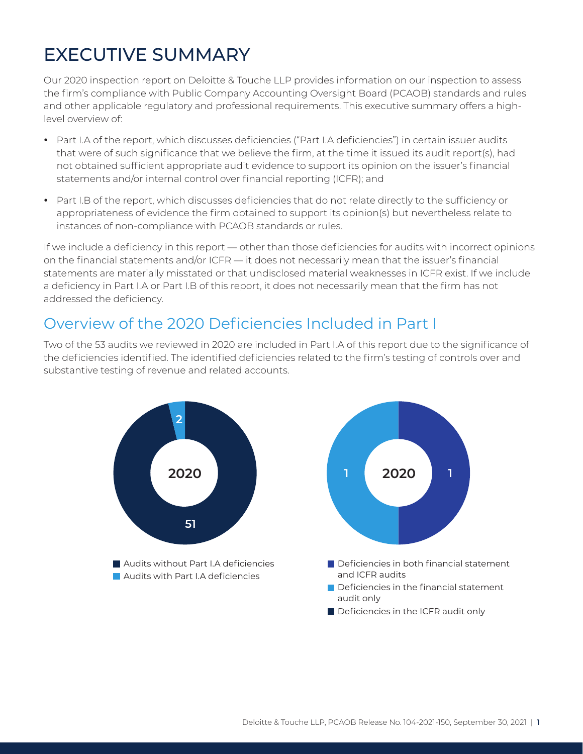# EXECUTIVE SUMMARY

Our 2020 inspection report on Deloitte & Touche LLP provides information on our inspection to assess the firm's compliance with Public Company Accounting Oversight Board (PCAOB) standards and rules and other applicable regulatory and professional requirements. This executive summary offers a high-level overview of:

- Part I.A of the report, which discusses deficiencies ("Part I.A deficiencies") in certain issuer audits that were of such significance that we believe the firm, at the time it issued its audit report(s), had not obtained sufficient appropriate audit evidence to support its opinion on the issuer's financial statements and/or internal control over financial reporting (ICFR); and
- Part I.B of the report, which discusses deficiencies that do not relate directly to the sufficiency or appropriateness of evidence the firm obtained to support its opinion(s) but nevertheless relate to instances of non-compliance with PCAOB standards or rules.

If we include a deficiency in this report — other than those deficiencies for audits with incorrect opinions on the financial statements and/or ICFR — it does not necessarily mean that the issuer's financial statements are materially misstated or that undisclosed material weaknesses in ICFR exist. If we include a deficiency in Part I.A or Part I.B of this report, it does not necessarily mean that the firm has not addressed the deficiency.

## Overview of the 2020 Deficiencies Included in Part I

Two of the 53 audits we reviewed in 2020 are included in Part I.A of this report due to the significance of the deficiencies identified. The identified deficiencies related to the firm's testing of controls over and substantive testing of revenue and related accounts.

| 2020 | Number of audits |
| --- | --- |
| Audits without Part I.A deficiencies | 51 |
| Audits with Part I.A deficiencies | 2 |

| 2020 | Number of audits |
| --- | --- |
| Deficiencies in both financial statement and ICFR audits | 1 |
| Deficiencies in the financial statement audit only | 1 |
| Deficiencies in the ICFR audit only | |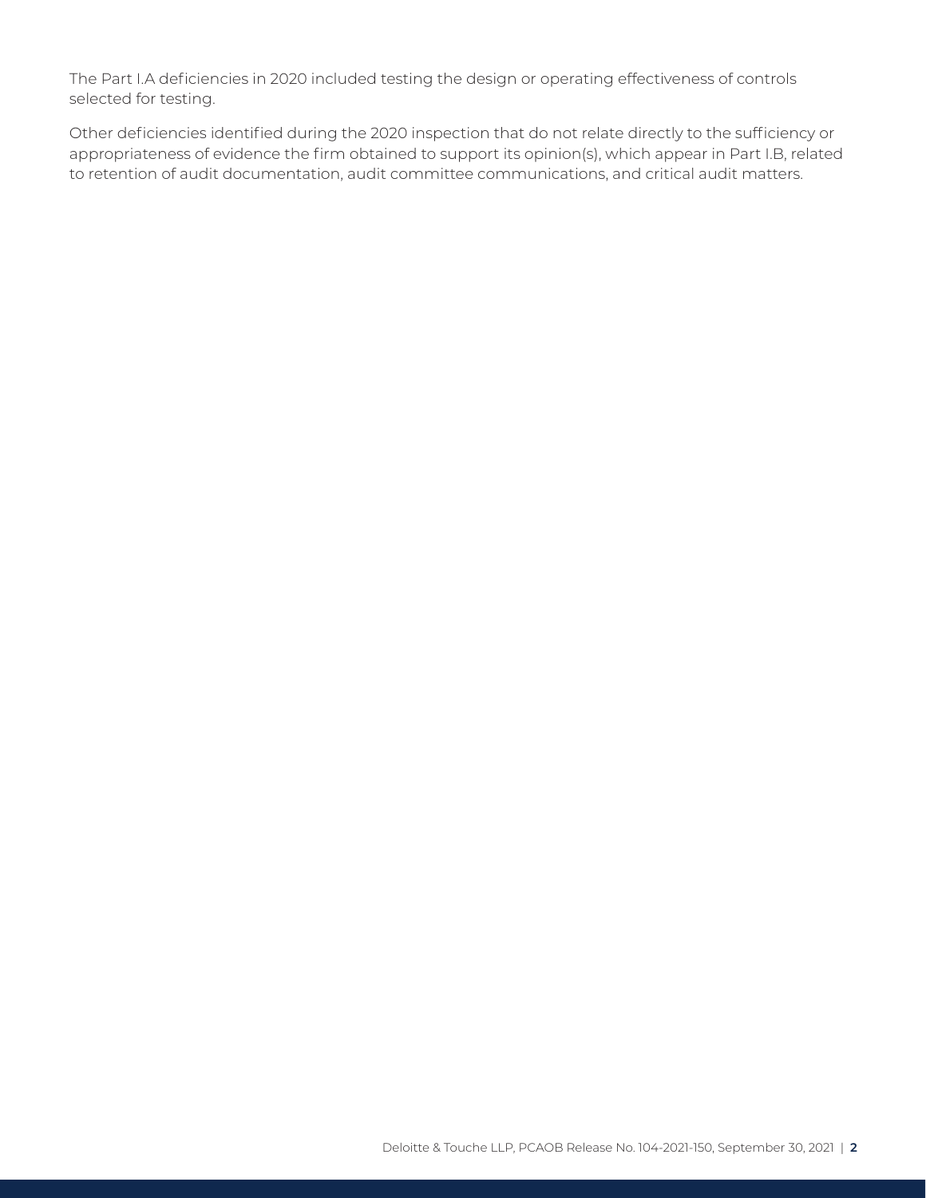The Part I.A deficiencies in 2020 included testing the design or operating effectiveness of controls selected for testing.

Other deficiencies identified during the 2020 inspection that do not relate directly to the sufficiency or appropriateness of evidence the firm obtained to support its opinion(s), which appear in Part I.B, related to retention of audit documentation, audit committee communications, and critical audit matters.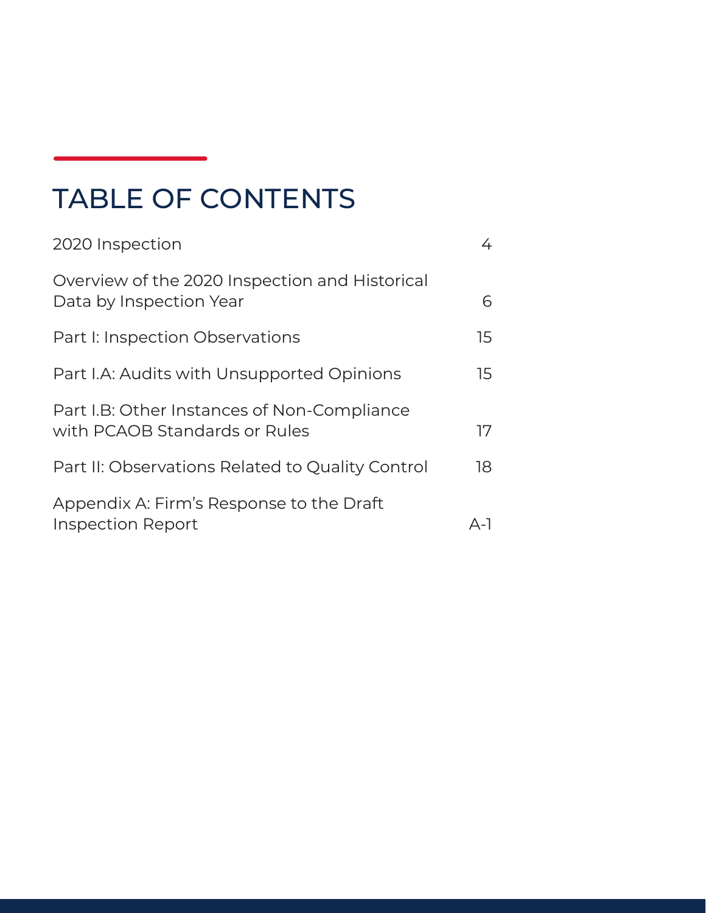# TABLE OF CONTENTS

| | |
|---|---|
| 2020 Inspection | 4 |
| Overview of the 2020 Inspection and Historical Data by Inspection Year | 6 |
| Part I: Inspection Observations | 15 |
| Part I.A: Audits with Unsupported Opinions | 15 |
| Part I.B: Other Instances of Non-Compliance with PCAOB Standards or Rules | 17 |
| Part II: Observations Related to Quality Control | 18 |
| Appendix A: Firm's Response to the Draft Inspection Report | A-1 |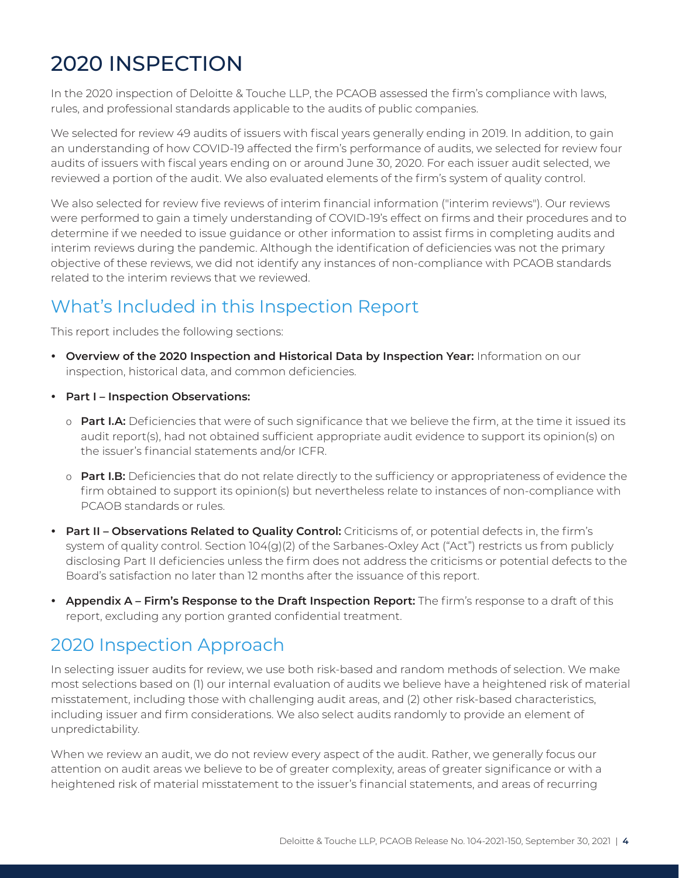# 2020 INSPECTION

In the 2020 inspection of Deloitte & Touche LLP, the PCAOB assessed the firm's compliance with laws, rules, and professional standards applicable to the audits of public companies.

We selected for review 49 audits of issuers with fiscal years generally ending in 2019. In addition, to gain an understanding of how COVID-19 affected the firm's performance of audits, we selected for review four audits of issuers with fiscal years ending on or around June 30, 2020. For each issuer audit selected, we reviewed a portion of the audit. We also evaluated elements of the firm's system of quality control.

We also selected for review five reviews of interim financial information ("interim reviews"). Our reviews were performed to gain a timely understanding of COVID-19's effect on firms and their procedures and to determine if we needed to issue guidance or other information to assist firms in completing audits and interim reviews during the pandemic. Although the identification of deficiencies was not the primary objective of these reviews, we did not identify any instances of non-compliance with PCAOB standards related to the interim reviews that we reviewed.

## What's Included in this Inspection Report

This report includes the following sections:

- **Overview of the 2020 Inspection and Historical Data by Inspection Year:** Information on our inspection, historical data, and common deficiencies.
- **Part I – Inspection Observations:**
  - **Part I.A:** Deficiencies that were of such significance that we believe the firm, at the time it issued its audit report(s), had not obtained sufficient appropriate audit evidence to support its opinion(s) on the issuer's financial statements and/or ICFR.
  - **Part I.B:** Deficiencies that do not relate directly to the sufficiency or appropriateness of evidence the firm obtained to support its opinion(s) but nevertheless relate to instances of non-compliance with PCAOB standards or rules.
- **Part II – Observations Related to Quality Control:** Criticisms of, or potential defects in, the firm's system of quality control. Section 104(g)(2) of the Sarbanes-Oxley Act ("Act") restricts us from publicly disclosing Part II deficiencies unless the firm does not address the criticisms or potential defects to the Board's satisfaction no later than 12 months after the issuance of this report.
- **Appendix A – Firm's Response to the Draft Inspection Report:** The firm's response to a draft of this report, excluding any portion granted confidential treatment.

## 2020 Inspection Approach

In selecting issuer audits for review, we use both risk-based and random methods of selection. We make most selections based on (1) our internal evaluation of audits we believe have a heightened risk of material misstatement, including those with challenging audit areas, and (2) other risk-based characteristics, including issuer and firm considerations. We also select audits randomly to provide an element of unpredictability.

When we review an audit, we do not review every aspect of the audit. Rather, we generally focus our attention on audit areas we believe to be of greater complexity, areas of greater significance or with a heightened risk of material misstatement to the issuer's financial statements, and areas of recurring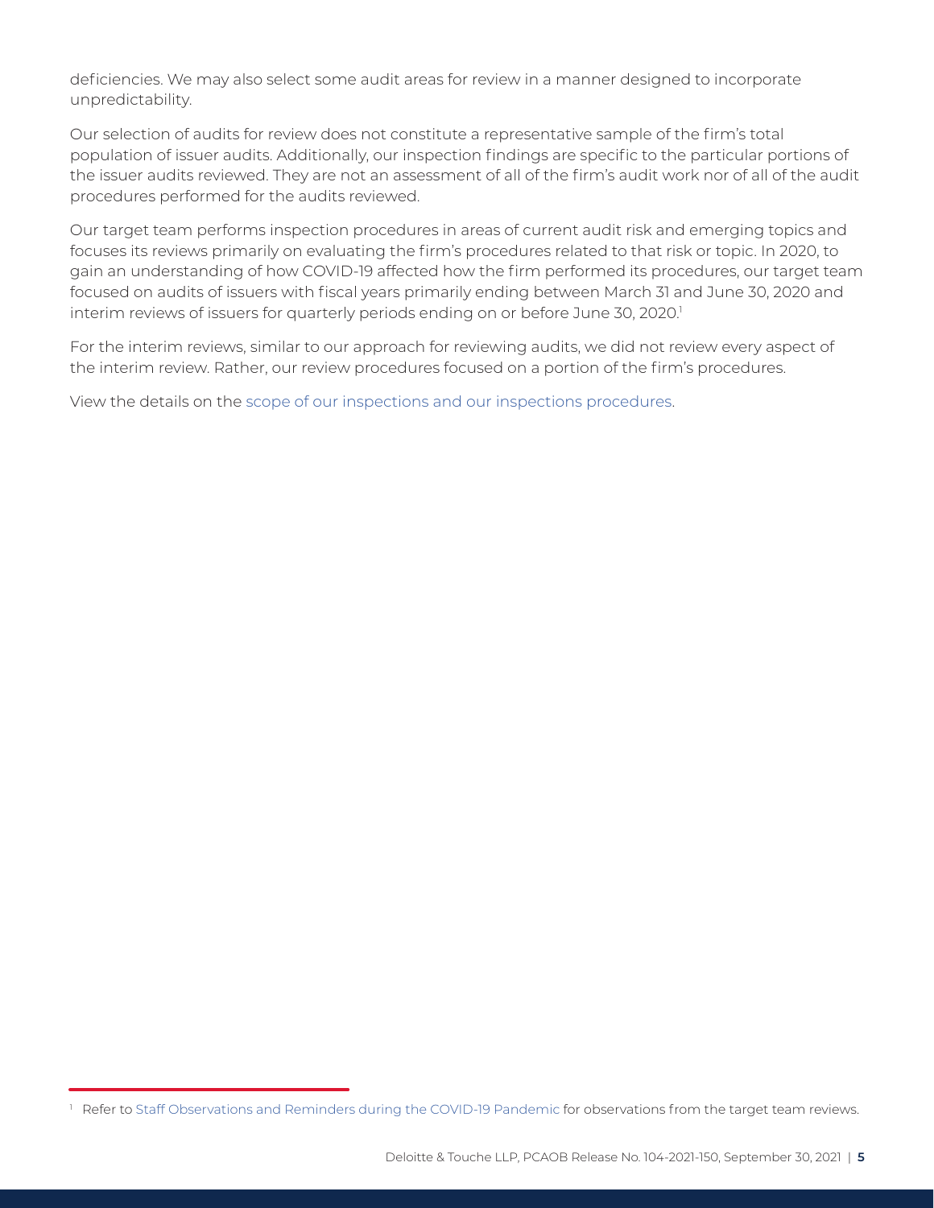deficiencies. We may also select some audit areas for review in a manner designed to incorporate unpredictability.

Our selection of audits for review does not constitute a representative sample of the firm's total population of issuer audits. Additionally, our inspection findings are specific to the particular portions of the issuer audits reviewed. They are not an assessment of all of the firm's audit work nor of all of the audit procedures performed for the audits reviewed.

Our target team performs inspection procedures in areas of current audit risk and emerging topics and focuses its reviews primarily on evaluating the firm's procedures related to that risk or topic. In 2020, to gain an understanding of how COVID-19 affected how the firm performed its procedures, our target team focused on audits of issuers with fiscal years primarily ending between March 31 and June 30, 2020 and interim reviews of issuers for quarterly periods ending on or before June 30, 2020.[1]

For the interim reviews, similar to our approach for reviewing audits, we did not review every aspect of the interim review. Rather, our review procedures focused on a portion of the firm's procedures.

View the details on the scope of our inspections and our inspections procedures.

[1] Refer to Staff Observations and Reminders during the COVID-19 Pandemic for observations from the target team reviews.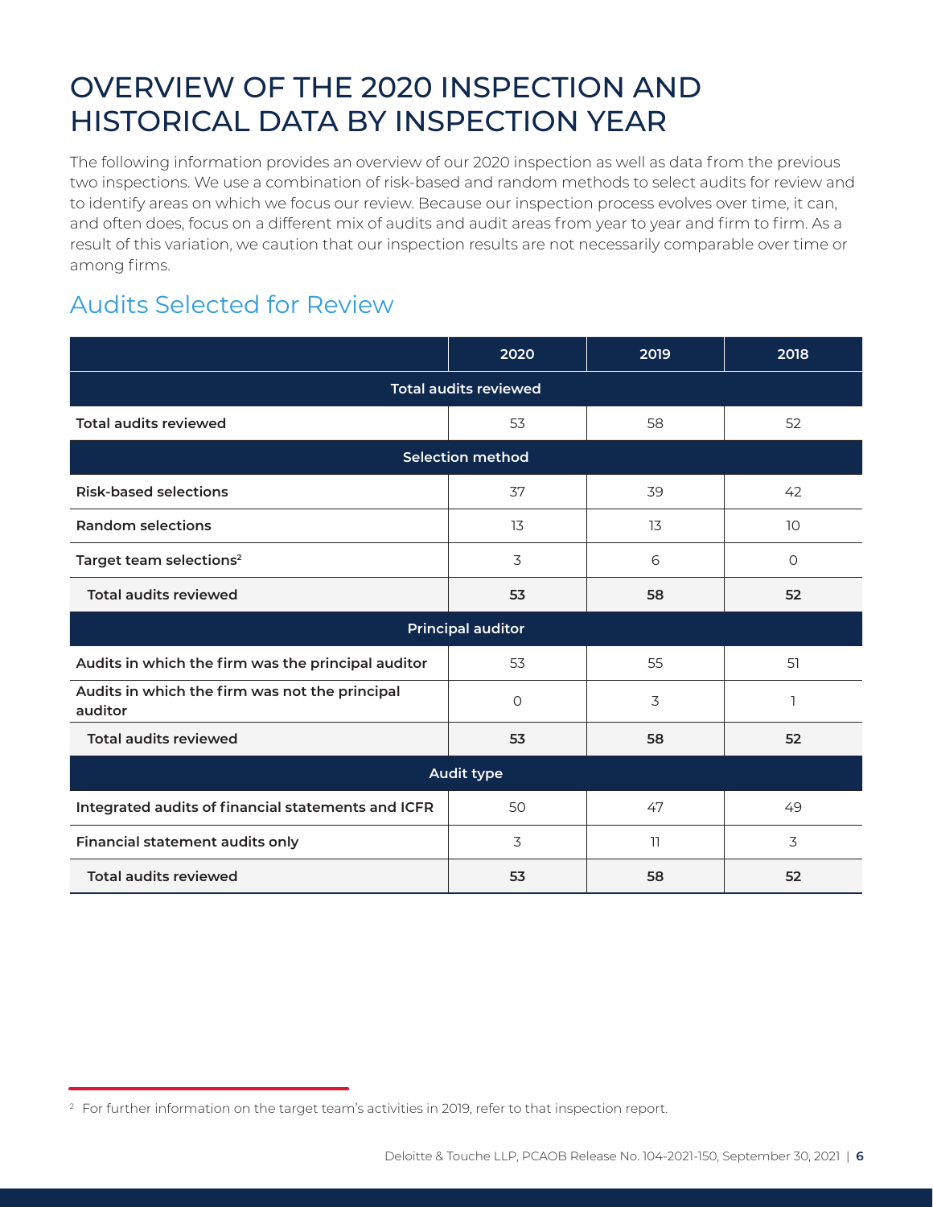# OVERVIEW OF THE 2020 INSPECTION AND HISTORICAL DATA BY INSPECTION YEAR

The following information provides an overview of our 2020 inspection as well as data from the previous two inspections. We use a combination of risk-based and random methods to select audits for review and to identify areas on which we focus our review. Because our inspection process evolves over time, it can, and often does, focus on a different mix of audits and audit areas from year to year and firm to firm. As a result of this variation, we caution that our inspection results are not necessarily comparable over time or among firms.

## Audits Selected for Review

| | 2020 | 2019 | 2018 |
|---|---|---|---|
| **Total audits reviewed** | | | |
| **Total audits reviewed** | 53 | 58 | 52 |
| **Selection method** | | | |
| **Risk-based selections** | 37 | 39 | 42 |
| **Random selections** | 13 | 13 | 10 |
| **Target team selections**[2] | 3 | 6 | 0 |
| **Total audits reviewed** | **53** | **58** | **52** |
| **Principal auditor** | | | |
| **Audits in which the firm was the principal auditor** | 53 | 55 | 51 |
| **Audits in which the firm was not the principal auditor** | 0 | 3 | 1 |
| **Total audits reviewed** | **53** | **58** | **52** |
| **Audit type** | | | |
| **Integrated audits of financial statements and ICFR** | 50 | 47 | 49 |
| **Financial statement audits only** | 3 | 11 | 3 |
| **Total audits reviewed** | **53** | **58** | **52** |

[2] For further information on the target team's activities in 2019, refer to that inspection report.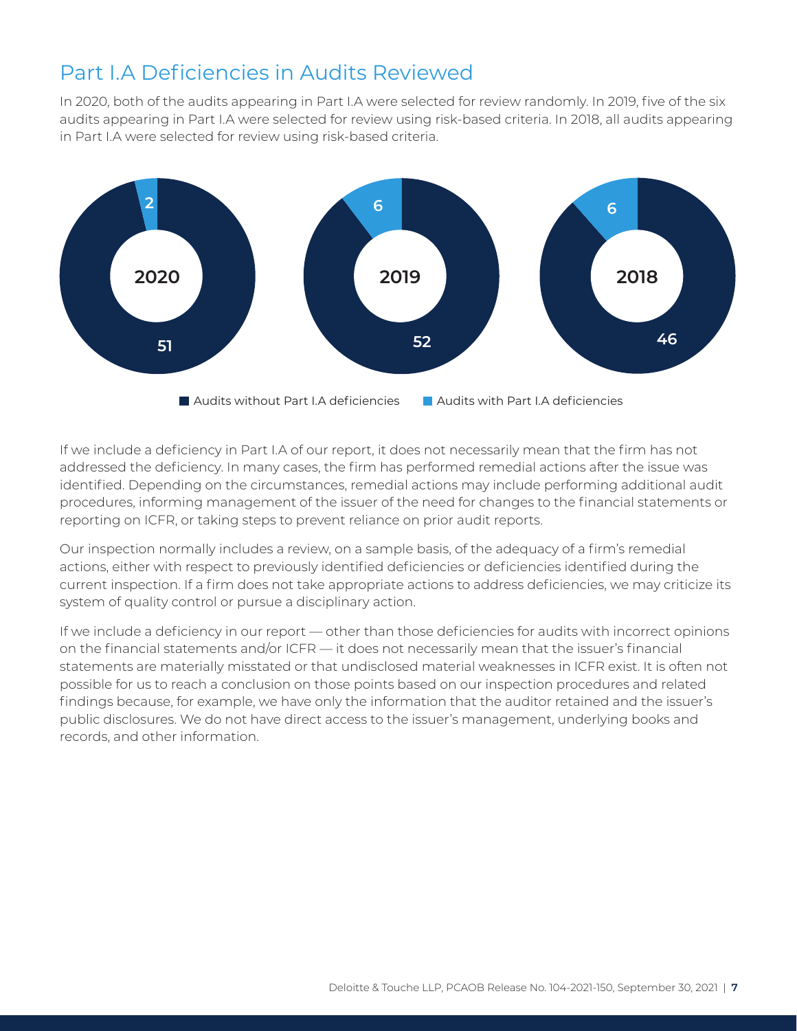## Part I.A Deficiencies in Audits Reviewed

In 2020, both of the audits appearing in Part I.A were selected for review randomly. In 2019, five of the six audits appearing in Part I.A were selected for review using risk-based criteria. In 2018, all audits appearing in Part I.A were selected for review using risk-based criteria.

| Year | Audits without Part I.A deficiencies | Audits with Part I.A deficiencies |
| --- | --- | --- |
| 2020 | 51 | 2 |
| 2019 | 52 | 6 |
| 2018 | 46 | 6 |

If we include a deficiency in Part I.A of our report, it does not necessarily mean that the firm has not addressed the deficiency. In many cases, the firm has performed remedial actions after the issue was identified. Depending on the circumstances, remedial actions may include performing additional audit procedures, informing management of the issuer of the need for changes to the financial statements or reporting on ICFR, or taking steps to prevent reliance on prior audit reports.

Our inspection normally includes a review, on a sample basis, of the adequacy of a firm's remedial actions, either with respect to previously identified deficiencies or deficiencies identified during the current inspection. If a firm does not take appropriate actions to address deficiencies, we may criticize its system of quality control or pursue a disciplinary action.

If we include a deficiency in our report — other than those deficiencies for audits with incorrect opinions on the financial statements and/or ICFR — it does not necessarily mean that the issuer's financial statements are materially misstated or that undisclosed material weaknesses in ICFR exist. It is often not possible for us to reach a conclusion on those points based on our inspection procedures and related findings because, for example, we have only the information that the auditor retained and the issuer's public disclosures. We do not have direct access to the issuer's management, underlying books and records, and other information.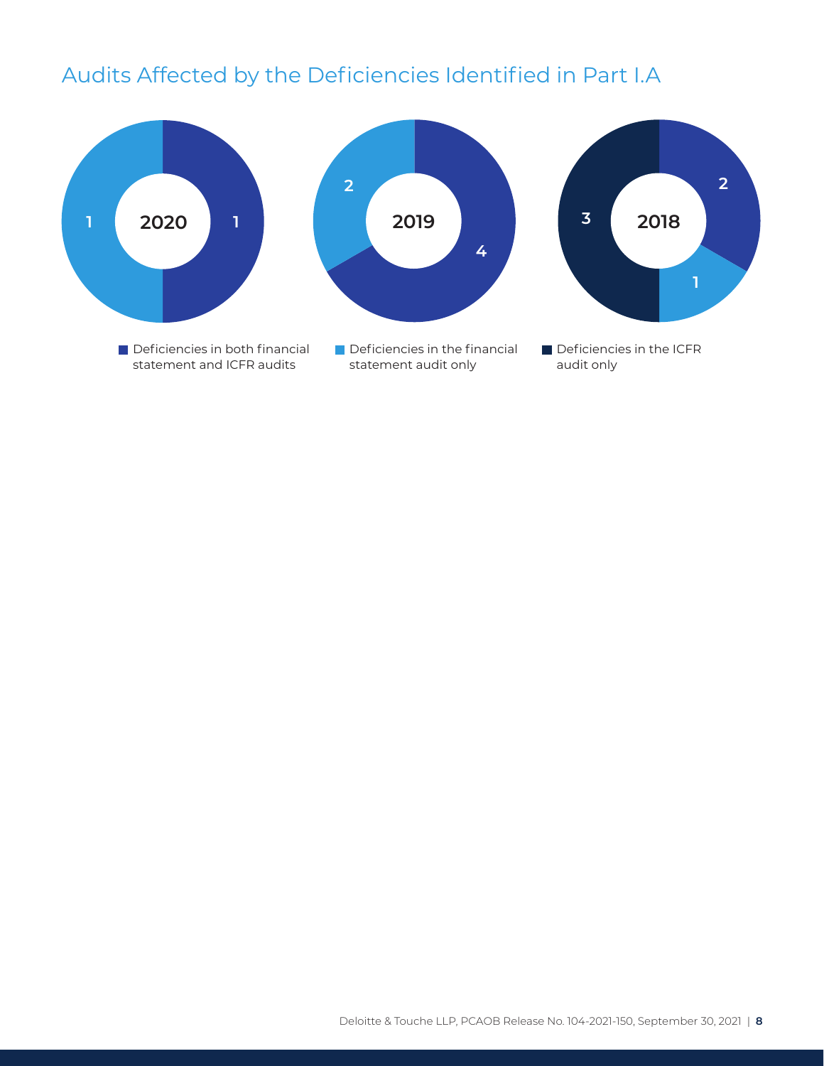## Audits Affected by the Deficiencies Identified in Part I.A

| Year | Deficiencies in both financial statement and ICFR audits | Deficiencies in the financial statement audit only | Deficiencies in the ICFR audit only |
|---|---|---|---|
| 2020 | 1 | 1 | |
| 2019 | 4 | 2 | |
| 2018 | 2 | 1 | 3 |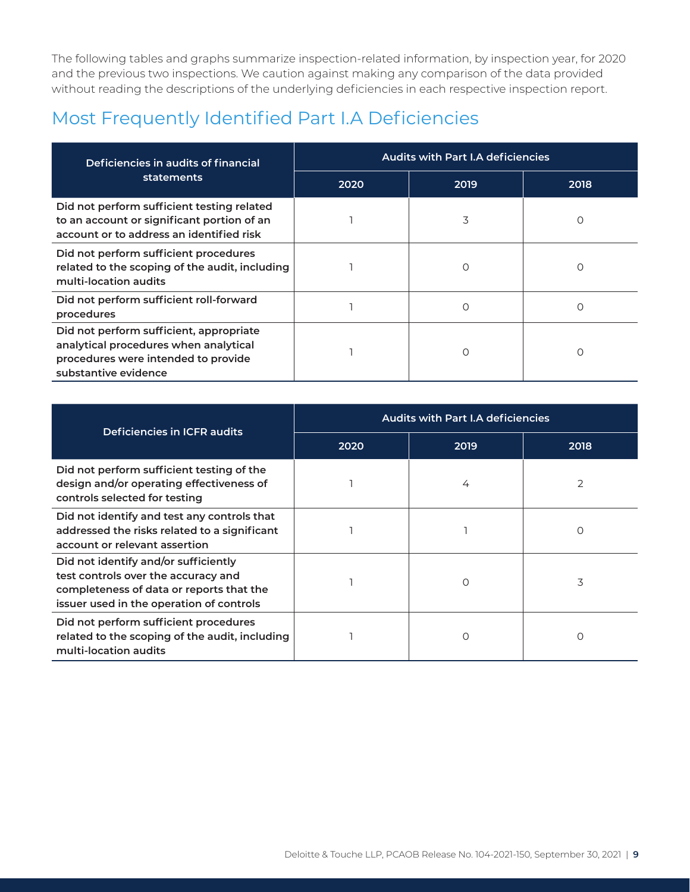The following tables and graphs summarize inspection-related information, by inspection year, for 2020 and the previous two inspections. We caution against making any comparison of the data provided without reading the descriptions of the underlying deficiencies in each respective inspection report.

## Most Frequently Identified Part I.A Deficiencies

| Deficiencies in audits of financial statements | Audits with Part I.A deficiencies | | |
|---|---|---|---|
| | 2020 | 2019 | 2018 |
| Did not perform sufficient testing related to an account or significant portion of an account or to address an identified risk | 1 | 3 | 0 |
| Did not perform sufficient procedures related to the scoping of the audit, including multi-location audits | 1 | 0 | 0 |
| Did not perform sufficient roll-forward procedures | 1 | 0 | 0 |
| Did not perform sufficient, appropriate analytical procedures when analytical procedures were intended to provide substantive evidence | 1 | 0 | 0 |

| Deficiencies in ICFR audits | Audits with Part I.A deficiencies | | |
|---|---|---|---|
| | 2020 | 2019 | 2018 |
| Did not perform sufficient testing of the design and/or operating effectiveness of controls selected for testing | 1 | 4 | 2 |
| Did not identify and test any controls that addressed the risks related to a significant account or relevant assertion | 1 | 1 | 0 |
| Did not identify and/or sufficiently test controls over the accuracy and completeness of data or reports that the issuer used in the operation of controls | 1 | 0 | 3 |
| Did not perform sufficient procedures related to the scoping of the audit, including multi-location audits | 1 | 0 | 0 |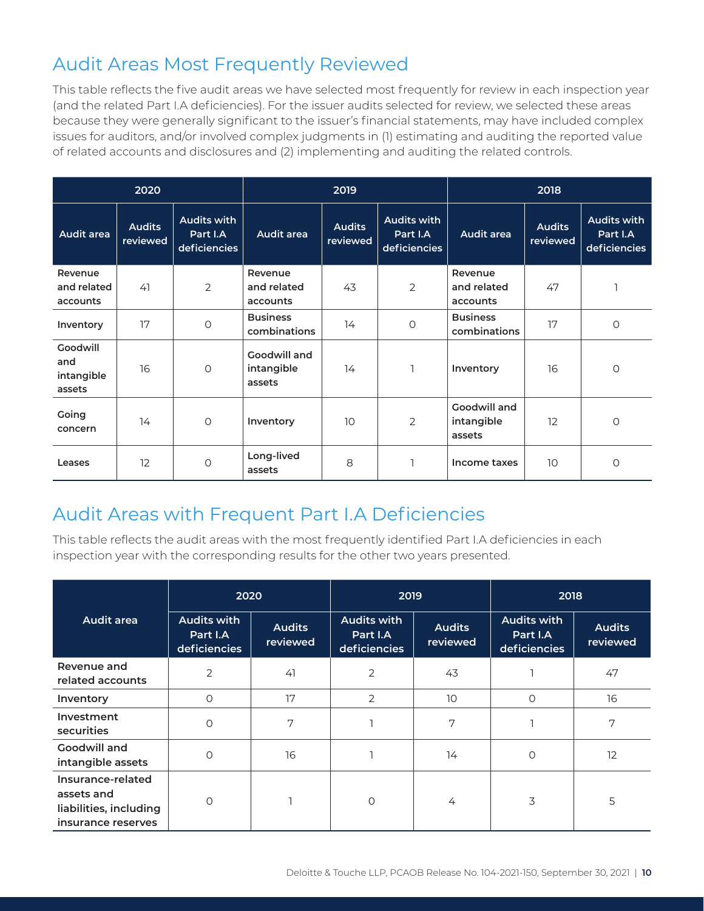## Audit Areas Most Frequently Reviewed

This table reflects the five audit areas we have selected most frequently for review in each inspection year (and the related Part I.A deficiencies). For the issuer audits selected for review, we selected these areas because they were generally significant to the issuer's financial statements, may have included complex issues for auditors, and/or involved complex judgments in (1) estimating and auditing the reported value of related accounts and disclosures and (2) implementing and auditing the related controls.

| 2020 | | | 2019 | | | 2018 | | |
|---|---|---|---|---|---|---|---|---|
| Audit area | Audits reviewed | Audits with Part I.A deficiencies | Audit area | Audits reviewed | Audits with Part I.A deficiencies | Audit area | Audits reviewed | Audits with Part I.A deficiencies |
| Revenue and related accounts | 41 | 2 | Revenue and related accounts | 43 | 2 | Revenue and related accounts | 47 | 1 |
| Inventory | 17 | 0 | Business combinations | 14 | 0 | Business combinations | 17 | 0 |
| Goodwill and intangible assets | 16 | 0 | Goodwill and intangible assets | 14 | 1 | Inventory | 16 | 0 |
| Going concern | 14 | 0 | Inventory | 10 | 2 | Goodwill and intangible assets | 12 | 0 |
| Leases | 12 | 0 | Long-lived assets | 8 | 1 | Income taxes | 10 | 0 |

## Audit Areas with Frequent Part I.A Deficiencies

This table reflects the audit areas with the most frequently identified Part I.A deficiencies in each inspection year with the corresponding results for the other two years presented.

| Audit area | 2020 | | 2019 | | 2018 | |
|---|---|---|---|---|---|---|
| | Audits with Part I.A deficiencies | Audits reviewed | Audits with Part I.A deficiencies | Audits reviewed | Audits with Part I.A deficiencies | Audits reviewed |
| Revenue and related accounts | 2 | 41 | 2 | 43 | 1 | 47 |
| Inventory | 0 | 17 | 2 | 10 | 0 | 16 |
| Investment securities | 0 | 7 | 1 | 7 | 1 | 7 |
| Goodwill and intangible assets | 0 | 16 | 1 | 14 | 0 | 12 |
| Insurance-related assets and liabilities, including insurance reserves | 0 | 1 | 0 | 4 | 3 | 5 |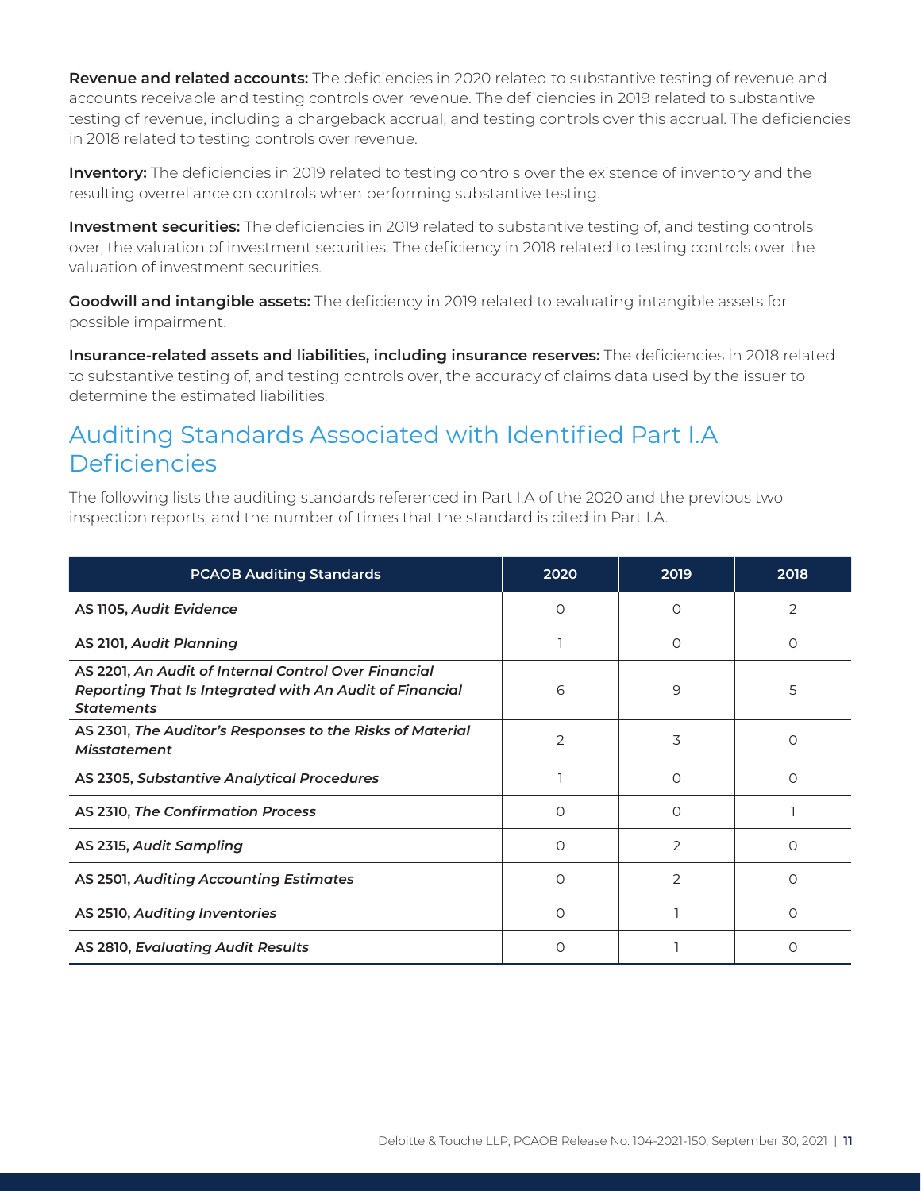**Revenue and related accounts:** The deficiencies in 2020 related to substantive testing of revenue and accounts receivable and testing controls over revenue. The deficiencies in 2019 related to substantive testing of revenue, including a chargeback accrual, and testing controls over this accrual. The deficiencies in 2018 related to testing controls over revenue.

**Inventory:** The deficiencies in 2019 related to testing controls over the existence of inventory and the resulting overreliance on controls when performing substantive testing.

**Investment securities:** The deficiencies in 2019 related to substantive testing of, and testing controls over, the valuation of investment securities. The deficiency in 2018 related to testing controls over the valuation of investment securities.

**Goodwill and intangible assets:** The deficiency in 2019 related to evaluating intangible assets for possible impairment.

**Insurance-related assets and liabilities, including insurance reserves:** The deficiencies in 2018 related to substantive testing of, and testing controls over, the accuracy of claims data used by the issuer to determine the estimated liabilities.

## Auditing Standards Associated with Identified Part I.A Deficiencies

The following lists the auditing standards referenced in Part I.A of the 2020 and the previous two inspection reports, and the number of times that the standard is cited in Part I.A.

| PCAOB Auditing Standards | 2020 | 2019 | 2018 |
|---|---|---|---|
| **AS 1105, *Audit Evidence*** | 0 | 0 | 2 |
| **AS 2101, *Audit Planning*** | 1 | 0 | 0 |
| **AS 2201, *An Audit of Internal Control Over Financial Reporting That Is Integrated with An Audit of Financial Statements*** | 6 | 9 | 5 |
| **AS 2301, *The Auditor's Responses to the Risks of Material Misstatement*** | 2 | 3 | 0 |
| **AS 2305, *Substantive Analytical Procedures*** | 1 | 0 | 0 |
| **AS 2310, *The Confirmation Process*** | 0 | 0 | 1 |
| **AS 2315, *Audit Sampling*** | 0 | 2 | 0 |
| **AS 2501, *Auditing Accounting Estimates*** | 0 | 2 | 0 |
| **AS 2510, *Auditing Inventories*** | 0 | 1 | 0 |
| **AS 2810, *Evaluating Audit Results*** | 0 | 1 | 0 |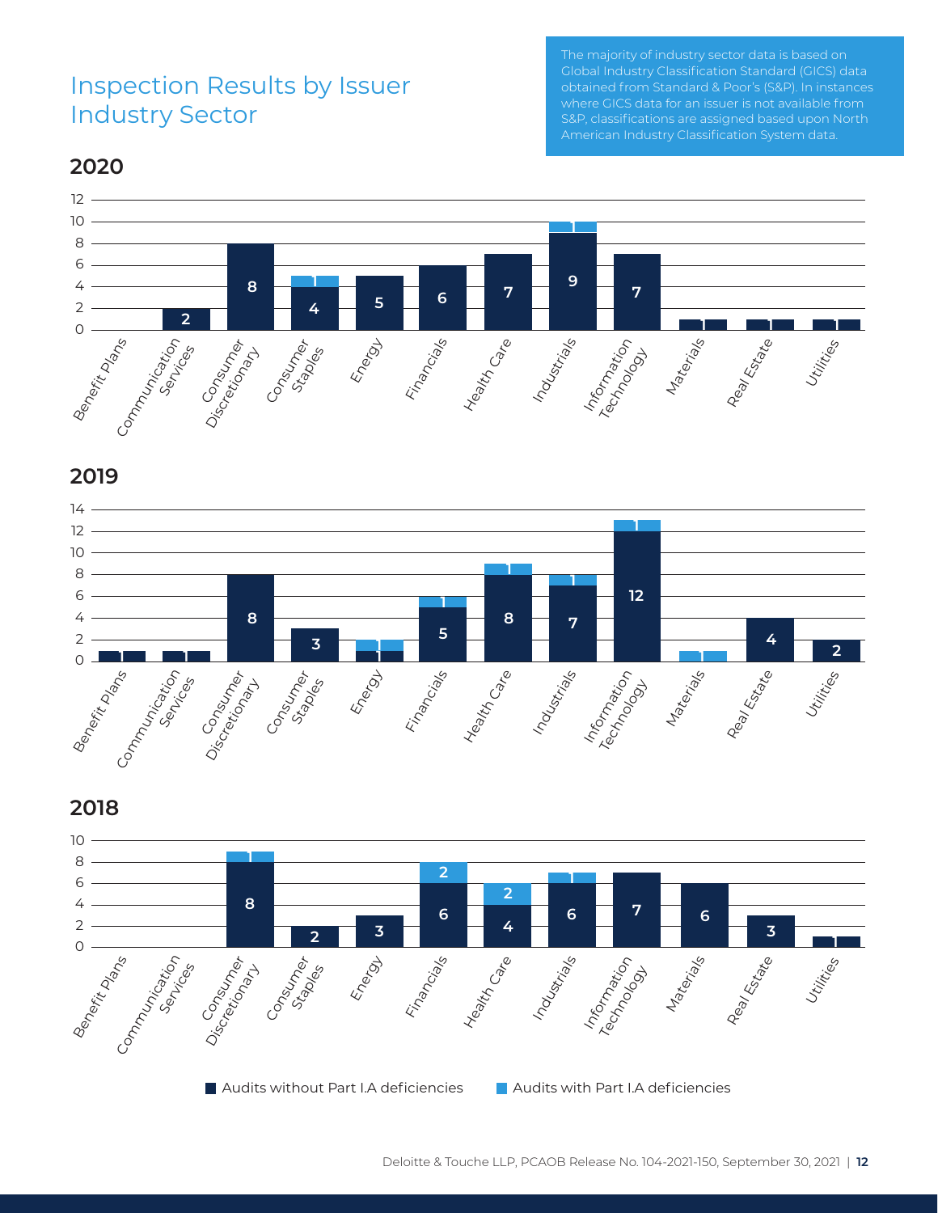# Inspection Results by Issuer Industry Sector

The majority of industry sector data is based on Global Industry Classification Standard (GICS) data obtained from Standard & Poor's (S&P). In instances where GICS data for an issuer is not available from S&P, classifications are assigned based upon North American Industry Classification System data.

## 2020

| Industry Sector | Audits without Part I.A deficiencies | Audits with Part I.A deficiencies |
|---|---|---|
| Benefit Plans | | |
| Communication Services | 2 | |
| Consumer Discretionary | 8 | |
| Consumer Staples | 4 | 1 |
| Energy | 5 | |
| Financials | 6 | |
| Health Care | 7 | |
| Industrials | 9 | 1 |
| Information Technology | 7 | |
| Materials | 1 | |
| Real Estate | 1 | |
| Utilities | 1 | |

## 2019

| Industry Sector | Audits without Part I.A deficiencies | Audits with Part I.A deficiencies |
|---|---|---|
| Benefit Plans | 1 | |
| Communication Services | 1 | |
| Consumer Discretionary | 8 | |
| Consumer Staples | 3 | |
| Energy | 1 | 1 |
| Financials | 5 | 1 |
| Health Care | 8 | 1 |
| Industrials | 7 | 1 |
| Information Technology | 12 | 1 |
| Materials | | 1 |
| Real Estate | 4 | |
| Utilities | 2 | |

## 2018

| Industry Sector | Audits without Part I.A deficiencies | Audits with Part I.A deficiencies |
|---|---|---|
| Benefit Plans | | |
| Communication Services | | |
| Consumer Discretionary | 8 | 1 |
| Consumer Staples | 2 | |
| Energy | 3 | |
| Financials | 6 | 2 |
| Health Care | 4 | 2 |
| Industrials | 6 | 1 |
| Information Technology | 7 | |
| Materials | 6 | |
| Real Estate | 3 | |
| Utilities | 1 | |

Deloitte & Touche LLP, PCAOB Release No. 104-2021-150, September 30, 2021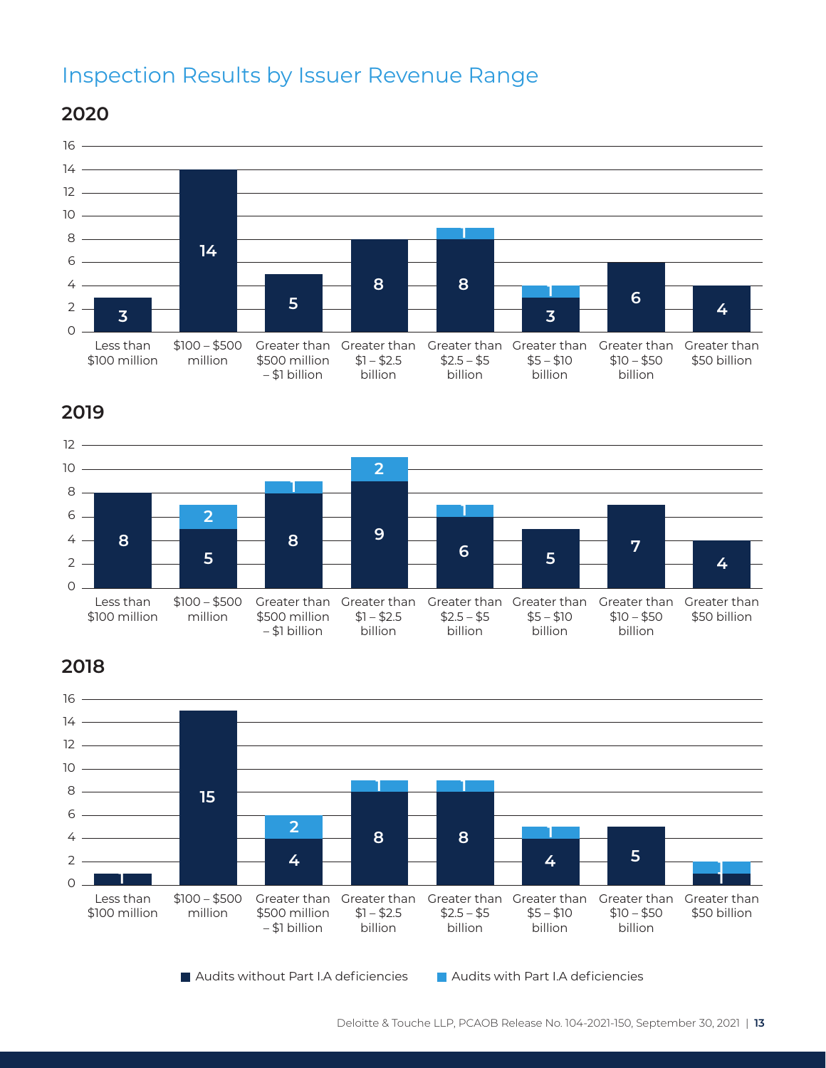# Inspection Results by Issuer Revenue Range

## 2020

| Issuer Revenue Range | Audits without Part I.A deficiencies | Audits with Part I.A deficiencies |
|---|---|---|
| Less than $100 million | 3 | |
| $100 – $500 million | 14 | |
| Greater than $500 million – $1 billion | 5 | |
| Greater than $1 – $2.5 billion | 8 | |
| Greater than $2.5 – $5 billion | 8 | 1 |
| Greater than $5 – $10 billion | 3 | 1 |
| Greater than $10 – $50 billion | 6 | |
| Greater than $50 billion | 4 | |

## 2019

| Issuer Revenue Range | Audits without Part I.A deficiencies | Audits with Part I.A deficiencies |
|---|---|---|
| Less than $100 million | 8 | |
| $100 – $500 million | 5 | 2 |
| Greater than $500 million – $1 billion | 8 | 1 |
| Greater than $1 – $2.5 billion | 9 | 2 |
| Greater than $2.5 – $5 billion | 6 | 1 |
| Greater than $5 – $10 billion | 5 | |
| Greater than $10 – $50 billion | 7 | |
| Greater than $50 billion | 4 | |

## 2018

| Issuer Revenue Range | Audits without Part I.A deficiencies | Audits with Part I.A deficiencies |
|---|---|---|
| Less than $100 million | 1 | |
| $100 – $500 million | 15 | |
| Greater than $500 million – $1 billion | 4 | 2 |
| Greater than $1 – $2.5 billion | 8 | 1 |
| Greater than $2.5 – $5 billion | 8 | 1 |
| Greater than $5 – $10 billion | 4 | 1 |
| Greater than $10 – $50 billion | 5 | |
| Greater than $50 billion | 1 | 1 |

■ Audits without Part I.A deficiencies ■ Audits with Part I.A deficiencies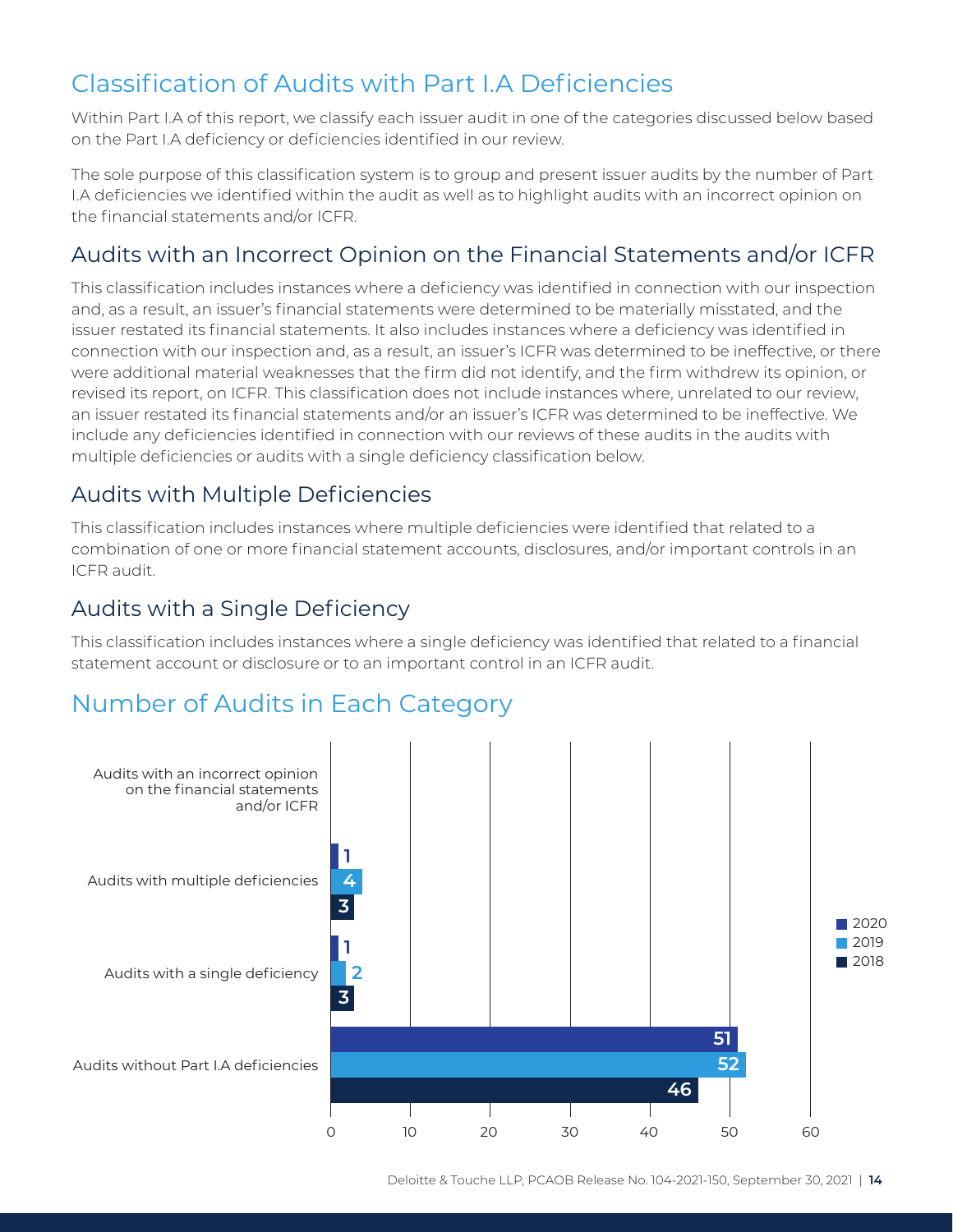## Classification of Audits with Part I.A Deficiencies

Within Part I.A of this report, we classify each issuer audit in one of the categories discussed below based on the Part I.A deficiency or deficiencies identified in our review.

The sole purpose of this classification system is to group and present issuer audits by the number of Part I.A deficiencies we identified within the audit as well as to highlight audits with an incorrect opinion on the financial statements and/or ICFR.

### Audits with an Incorrect Opinion on the Financial Statements and/or ICFR

This classification includes instances where a deficiency was identified in connection with our inspection and, as a result, an issuer's financial statements were determined to be materially misstated, and the issuer restated its financial statements. It also includes instances where a deficiency was identified in connection with our inspection and, as a result, an issuer's ICFR was determined to be ineffective, or there were additional material weaknesses that the firm did not identify, and the firm withdrew its opinion, or revised its report, on ICFR. This classification does not include instances where, unrelated to our review, an issuer restated its financial statements and/or an issuer's ICFR was determined to be ineffective. We include any deficiencies identified in connection with our reviews of these audits in the audits with multiple deficiencies or audits with a single deficiency classification below.

### Audits with Multiple Deficiencies

This classification includes instances where multiple deficiencies were identified that related to a combination of one or more financial statement accounts, disclosures, and/or important controls in an ICFR audit.

### Audits with a Single Deficiency

This classification includes instances where a single deficiency was identified that related to a financial statement account or disclosure or to an important control in an ICFR audit.

## Number of Audits in Each Category

| Category | 2020 | 2019 | 2018 |
|---|---|---|---|
| Audits with an incorrect opinion on the financial statements and/or ICFR | | | |
| Audits with multiple deficiencies | 1 | 4 | 3 |
| Audits with a single deficiency | 1 | 2 | 3 |
| Audits without Part I.A deficiencies | 51 | 52 | 46 |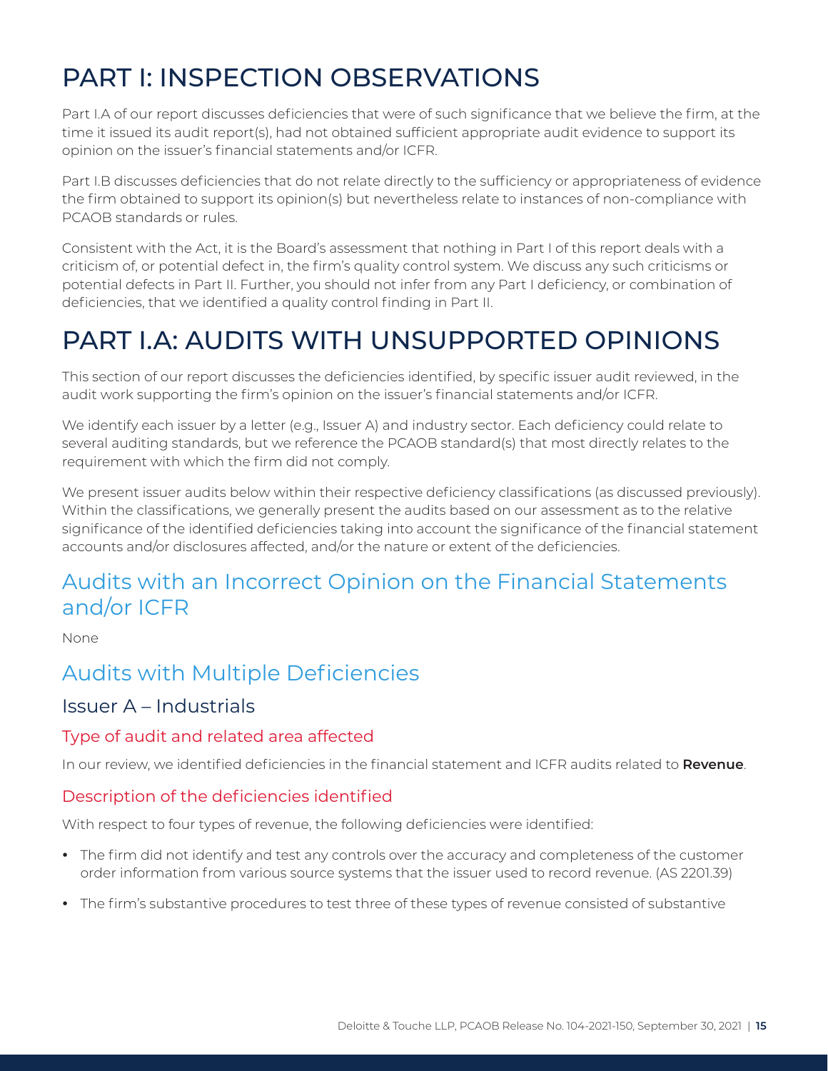# PART I: INSPECTION OBSERVATIONS

Part I.A of our report discusses deficiencies that were of such significance that we believe the firm, at the time it issued its audit report(s), had not obtained sufficient appropriate audit evidence to support its opinion on the issuer's financial statements and/or ICFR.

Part I.B discusses deficiencies that do not relate directly to the sufficiency or appropriateness of evidence the firm obtained to support its opinion(s) but nevertheless relate to instances of non-compliance with PCAOB standards or rules.

Consistent with the Act, it is the Board's assessment that nothing in Part I of this report deals with a criticism of, or potential defect in, the firm's quality control system. We discuss any such criticisms or potential defects in Part II. Further, you should not infer from any Part I deficiency, or combination of deficiencies, that we identified a quality control finding in Part II.

# PART I.A: AUDITS WITH UNSUPPORTED OPINIONS

This section of our report discusses the deficiencies identified, by specific issuer audit reviewed, in the audit work supporting the firm's opinion on the issuer's financial statements and/or ICFR.

We identify each issuer by a letter (e.g., Issuer A) and industry sector. Each deficiency could relate to several auditing standards, but we reference the PCAOB standard(s) that most directly relates to the requirement with which the firm did not comply.

We present issuer audits below within their respective deficiency classifications (as discussed previously). Within the classifications, we generally present the audits based on our assessment as to the relative significance of the identified deficiencies taking into account the significance of the financial statement accounts and/or disclosures affected, and/or the nature or extent of the deficiencies.

## Audits with an Incorrect Opinion on the Financial Statements and/or ICFR

None

## Audits with Multiple Deficiencies

### Issuer A – Industrials

#### Type of audit and related area affected

In our review, we identified deficiencies in the financial statement and ICFR audits related to **Revenue**.

#### Description of the deficiencies identified

With respect to four types of revenue, the following deficiencies were identified:

- The firm did not identify and test any controls over the accuracy and completeness of the customer order information from various source systems that the issuer used to record revenue. (AS 2201.39)
- The firm's substantive procedures to test three of these types of revenue consisted of substantive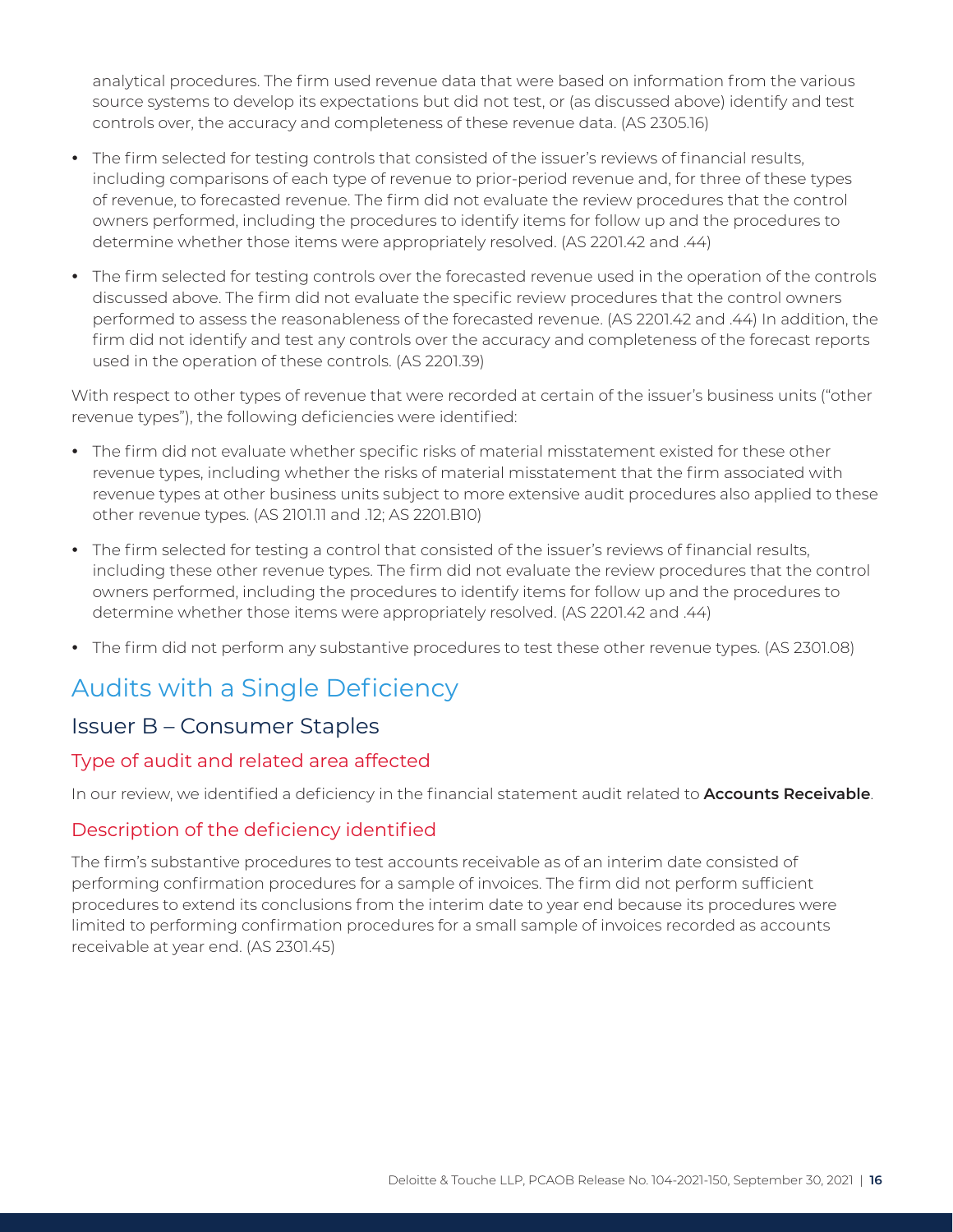analytical procedures. The firm used revenue data that were based on information from the various source systems to develop its expectations but did not test, or (as discussed above) identify and test controls over, the accuracy and completeness of these revenue data. (AS 2305.16)

- The firm selected for testing controls that consisted of the issuer's reviews of financial results, including comparisons of each type of revenue to prior-period revenue and, for three of these types of revenue, to forecasted revenue. The firm did not evaluate the review procedures that the control owners performed, including the procedures to identify items for follow up and the procedures to determine whether those items were appropriately resolved. (AS 2201.42 and .44)
- The firm selected for testing controls over the forecasted revenue used in the operation of the controls discussed above. The firm did not evaluate the specific review procedures that the control owners performed to assess the reasonableness of the forecasted revenue. (AS 2201.42 and .44) In addition, the firm did not identify and test any controls over the accuracy and completeness of the forecast reports used in the operation of these controls. (AS 2201.39)

With respect to other types of revenue that were recorded at certain of the issuer's business units ("other revenue types"), the following deficiencies were identified:

- The firm did not evaluate whether specific risks of material misstatement existed for these other revenue types, including whether the risks of material misstatement that the firm associated with revenue types at other business units subject to more extensive audit procedures also applied to these other revenue types. (AS 2101.11 and .12; AS 2201.B10)
- The firm selected for testing a control that consisted of the issuer's reviews of financial results, including these other revenue types. The firm did not evaluate the review procedures that the control owners performed, including the procedures to identify items for follow up and the procedures to determine whether those items were appropriately resolved. (AS 2201.42 and .44)
- The firm did not perform any substantive procedures to test these other revenue types. (AS 2301.08)

# Audits with a Single Deficiency

## Issuer B – Consumer Staples

### Type of audit and related area affected

In our review, we identified a deficiency in the financial statement audit related to **Accounts Receivable**.

### Description of the deficiency identified

The firm's substantive procedures to test accounts receivable as of an interim date consisted of performing confirmation procedures for a sample of invoices. The firm did not perform sufficient procedures to extend its conclusions from the interim date to year end because its procedures were limited to performing confirmation procedures for a small sample of invoices recorded as accounts receivable at year end. (AS 2301.45)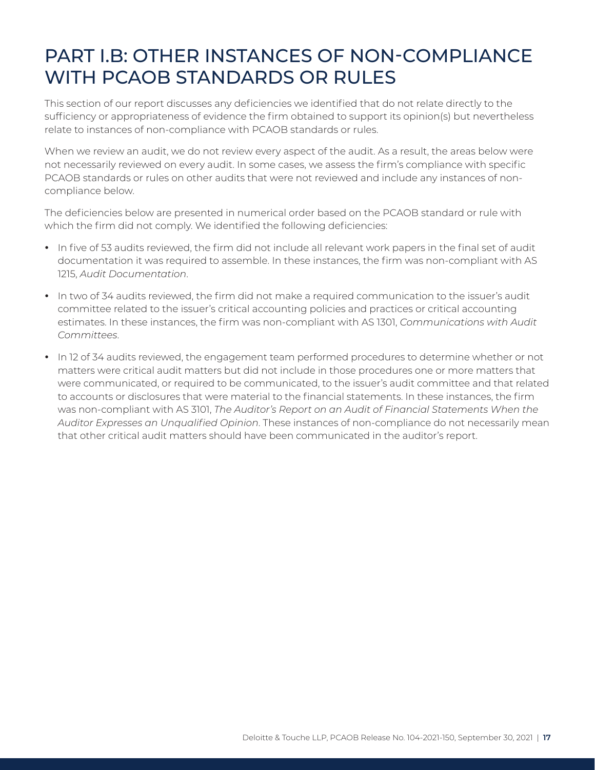# PART I.B: OTHER INSTANCES OF NON-COMPLIANCE WITH PCAOB STANDARDS OR RULES

This section of our report discusses any deficiencies we identified that do not relate directly to the sufficiency or appropriateness of evidence the firm obtained to support its opinion(s) but nevertheless relate to instances of non-compliance with PCAOB standards or rules.

When we review an audit, we do not review every aspect of the audit. As a result, the areas below were not necessarily reviewed on every audit. In some cases, we assess the firm's compliance with specific PCAOB standards or rules on other audits that were not reviewed and include any instances of non-compliance below.

The deficiencies below are presented in numerical order based on the PCAOB standard or rule with which the firm did not comply. We identified the following deficiencies:

- In five of 53 audits reviewed, the firm did not include all relevant work papers in the final set of audit documentation it was required to assemble. In these instances, the firm was non-compliant with AS 1215, *Audit Documentation*.
- In two of 34 audits reviewed, the firm did not make a required communication to the issuer's audit committee related to the issuer's critical accounting policies and practices or critical accounting estimates. In these instances, the firm was non-compliant with AS 1301, *Communications with Audit Committees*.
- In 12 of 34 audits reviewed, the engagement team performed procedures to determine whether or not matters were critical audit matters but did not include in those procedures one or more matters that were communicated, or required to be communicated, to the issuer's audit committee and that related to accounts or disclosures that were material to the financial statements. In these instances, the firm was non-compliant with AS 3101, *The Auditor's Report on an Audit of Financial Statements When the Auditor Expresses an Unqualified Opinion*. These instances of non-compliance do not necessarily mean that other critical audit matters should have been communicated in the auditor's report.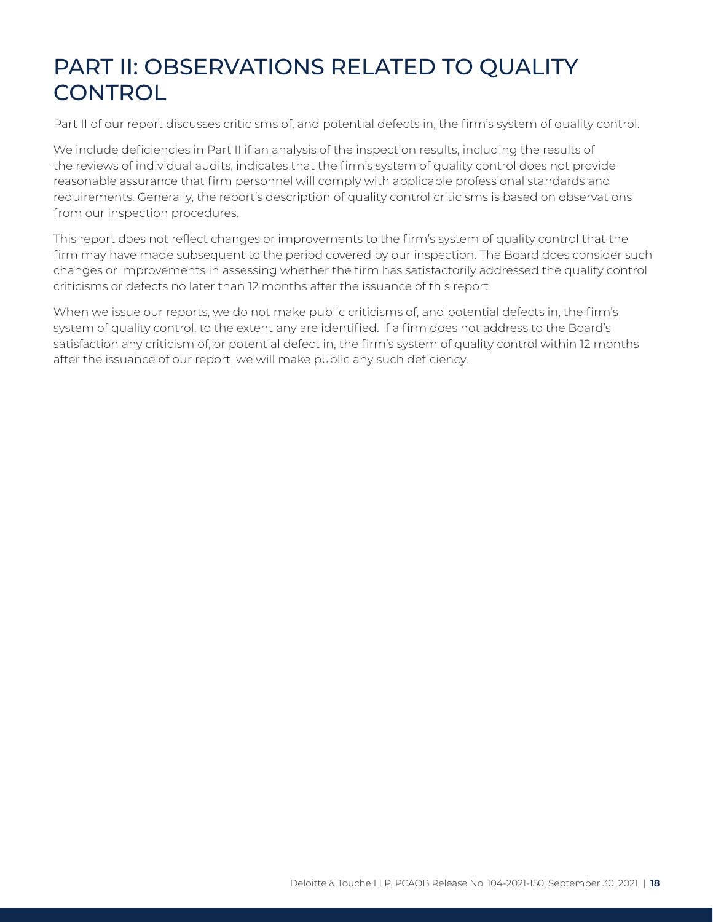# PART II: OBSERVATIONS RELATED TO QUALITY CONTROL

Part II of our report discusses criticisms of, and potential defects in, the firm's system of quality control.

We include deficiencies in Part II if an analysis of the inspection results, including the results of the reviews of individual audits, indicates that the firm's system of quality control does not provide reasonable assurance that firm personnel will comply with applicable professional standards and requirements. Generally, the report's description of quality control criticisms is based on observations from our inspection procedures.

This report does not reflect changes or improvements to the firm's system of quality control that the firm may have made subsequent to the period covered by our inspection. The Board does consider such changes or improvements in assessing whether the firm has satisfactorily addressed the quality control criticisms or defects no later than 12 months after the issuance of this report.

When we issue our reports, we do not make public criticisms of, and potential defects in, the firm's system of quality control, to the extent any are identified. If a firm does not address to the Board's satisfaction any criticism of, or potential defect in, the firm's system of quality control within 12 months after the issuance of our report, we will make public any such deficiency.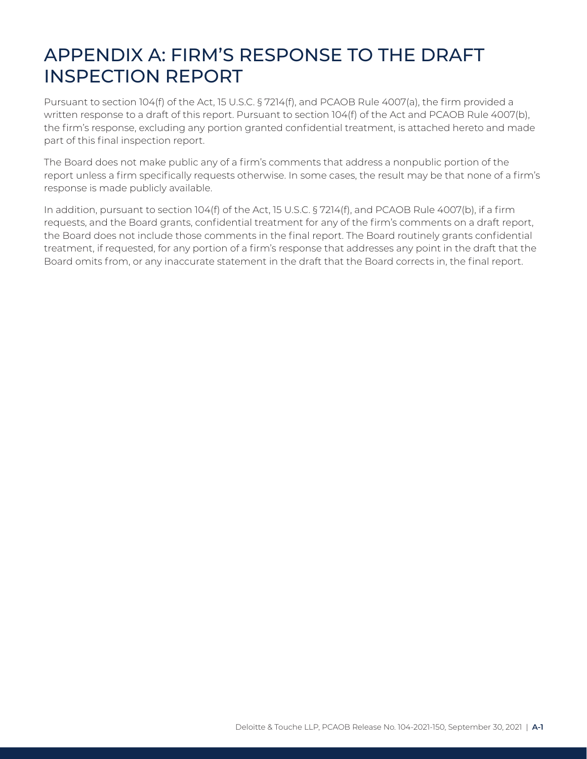# APPENDIX A: FIRM'S RESPONSE TO THE DRAFT INSPECTION REPORT

Pursuant to section 104(f) of the Act, 15 U.S.C. § 7214(f), and PCAOB Rule 4007(a), the firm provided a written response to a draft of this report. Pursuant to section 104(f) of the Act and PCAOB Rule 4007(b), the firm's response, excluding any portion granted confidential treatment, is attached hereto and made part of this final inspection report.

The Board does not make public any of a firm's comments that address a nonpublic portion of the report unless a firm specifically requests otherwise. In some cases, the result may be that none of a firm's response is made publicly available.

In addition, pursuant to section 104(f) of the Act, 15 U.S.C. § 7214(f), and PCAOB Rule 4007(b), if a firm requests, and the Board grants, confidential treatment for any of the firm's comments on a draft report, the Board does not include those comments in the final report. The Board routinely grants confidential treatment, if requested, for any portion of a firm's response that addresses any point in the draft that the Board omits from, or any inaccurate statement in the draft that the Board corrects in, the final report.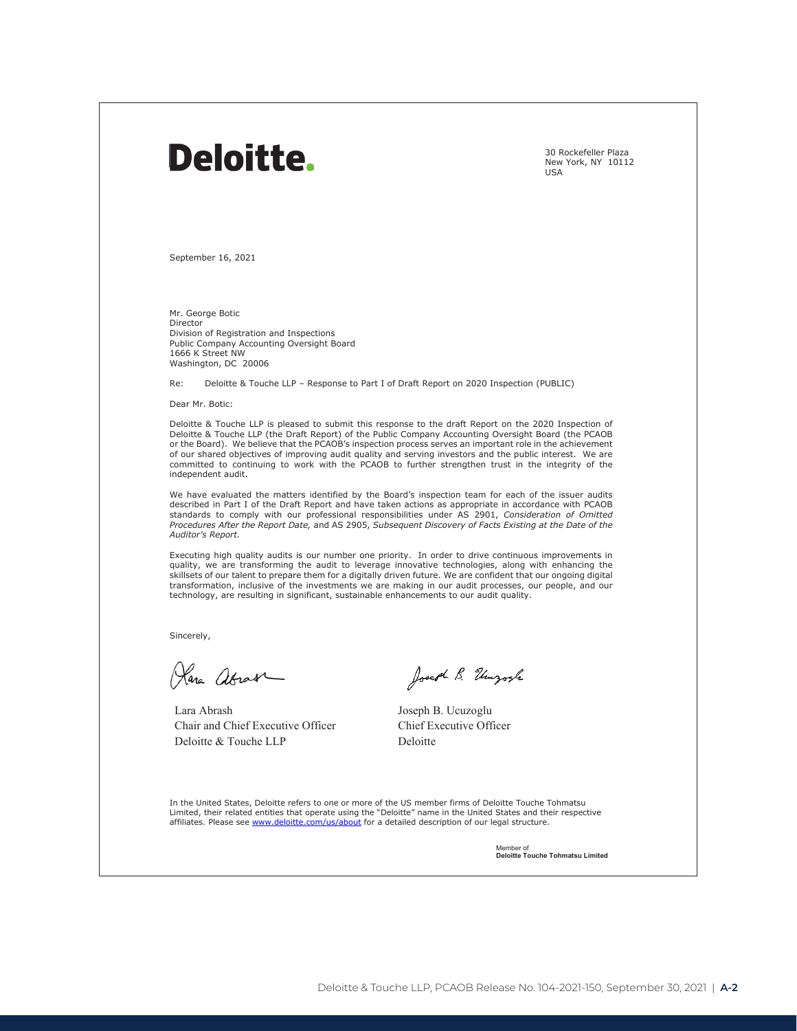**Deloitte.**

30 Rockefeller Plaza
New York, NY 10112
USA

September 16, 2021

Mr. George Botic
Director
Division of Registration and Inspections
Public Company Accounting Oversight Board
1666 K Street NW
Washington, DC 20006

Re: Deloitte & Touche LLP – Response to Part I of Draft Report on 2020 Inspection (PUBLIC)

Dear Mr. Botic:

Deloitte & Touche LLP is pleased to submit this response to the draft Report on the 2020 Inspection of Deloitte & Touche LLP (the Draft Report) of the Public Company Accounting Oversight Board (the PCAOB or the Board). We believe that the PCAOB's inspection process serves an important role in the achievement of our shared objectives of improving audit quality and serving investors and the public interest. We are committed to continuing to work with the PCAOB to further strengthen trust in the integrity of the independent audit.

We have evaluated the matters identified by the Board's inspection team for each of the issuer audits described in Part I of the Draft Report and have taken actions as appropriate in accordance with PCAOB standards to comply with our professional responsibilities under AS 2901, *Consideration of Omitted Procedures After the Report Date,* and AS 2905, *Subsequent Discovery of Facts Existing at the Date of the Auditor's Report.*

Executing high quality audits is our number one priority. In order to drive continuous improvements in quality, we are transforming the audit to leverage innovative technologies, along with enhancing the skillsets of our talent to prepare them for a digitally driven future. We are confident that our ongoing digital transformation, inclusive of the investments we are making in our audit processes, our people, and our technology, are resulting in significant, sustainable enhancements to our audit quality.

Sincerely,

Lara Abrash
Chair and Chief Executive Officer
Deloitte & Touche LLP

Joseph B. Ucuzoglu
Chief Executive Officer
Deloitte

In the United States, Deloitte refers to one or more of the US member firms of Deloitte Touche Tohmatsu Limited, their related entities that operate using the "Deloitte" name in the United States and their respective affiliates. Please see www.deloitte.com/us/about for a detailed description of our legal structure.

Member of
**Deloitte Touche Tohmatsu Limited**